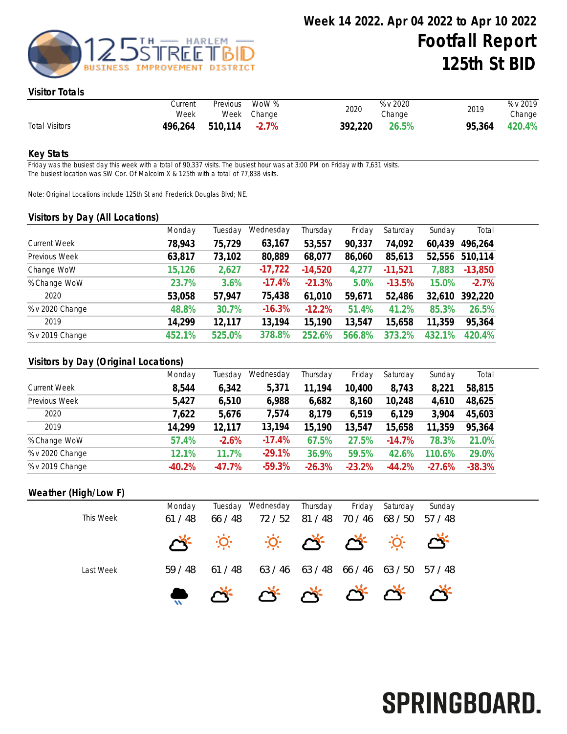# Week 14 2022. Apr 04 2022 to Apr 10 2022
# Footfall Report
# 125th St BID

## Visitor Totals

| | Current Week | Previous Week | WoW % Change | 2020 | % v 2020 Change | 2019 | % v 2019 Change |
|---|---|---|---|---|---|---|---|
| Total Visitors | **496,264** | **510,114** | **-2.7%** | **392,220** | **26.5%** | **95,364** | **420.4%** |

## Key Stats

Friday was the busiest day this week with a total of 90,337 visits. The busiest hour was at 3:00 PM on Friday with 7,631 visits.
The busiest location was SW Cor. Of Malcolm X & 125th with a total of 77,838 visits.

Note: Original Locations include 125th St and Frederick Douglas Blvd; NE.

## Visitors by Day (All Locations)

| | Monday | Tuesday | Wednesday | Thursday | Friday | Saturday | Sunday | Total |
|---|---|---|---|---|---|---|---|---|
| Current Week | **78,943** | **75,729** | **63,167** | **53,557** | **90,337** | **74,092** | **60,439** | **496,264** |
| Previous Week | **63,817** | **73,102** | **80,889** | **68,077** | **86,060** | **85,613** | **52,556** | **510,114** |
| Change WoW | **15,126** | **2,627** | **-17,722** | **-14,520** | **4,277** | **-11,521** | **7,883** | **-13,850** |
| % Change WoW | **23.7%** | **3.6%** | **-17.4%** | **-21.3%** | **5.0%** | **-13.5%** | **15.0%** | **-2.7%** |
| 2020 | **53,058** | **57,947** | **75,438** | **61,010** | **59,671** | **52,486** | **32,610** | **392,220** |
| % v 2020 Change | **48.8%** | **30.7%** | **-16.3%** | **-12.2%** | **51.4%** | **41.2%** | **85.3%** | **26.5%** |
| 2019 | **14,299** | **12,117** | **13,194** | **15,190** | **13,547** | **15,658** | **11,359** | **95,364** |
| % v 2019 Change | **452.1%** | **525.0%** | **378.8%** | **252.6%** | **566.8%** | **373.2%** | **432.1%** | **420.4%** |

## Visitors by Day (Original Locations)

| | Monday | Tuesday | Wednesday | Thursday | Friday | Saturday | Sunday | Total |
|---|---|---|---|---|---|---|---|---|
| Current Week | **8,544** | **6,342** | **5,371** | **11,194** | **10,400** | **8,743** | **8,221** | **58,815** |
| Previous Week | **5,427** | **6,510** | **6,988** | **6,682** | **8,160** | **10,248** | **4,610** | **48,625** |
| 2020 | **7,622** | **5,676** | **7,574** | **8,179** | **6,519** | **6,129** | **3,904** | **45,603** |
| 2019 | **14,299** | **12,117** | **13,194** | **15,190** | **13,547** | **15,658** | **11,359** | **95,364** |
| % Change WoW | **57.4%** | **-2.6%** | **-17.4%** | **67.5%** | **27.5%** | **-14.7%** | **78.3%** | **21.0%** |
| % v 2020 Change | **12.1%** | **11.7%** | **-29.1%** | **36.9%** | **59.5%** | **42.6%** | **110.6%** | **29.0%** |
| % v 2019 Change | **-40.2%** | **-47.7%** | **-59.3%** | **-26.3%** | **-23.2%** | **-44.2%** | **-27.6%** | **-38.3%** |

## Weather (High/Low F)

| | Monday | Tuesday | Wednesday | Thursday | Friday | Saturday | Sunday |
|---|---|---|---|---|---|---|---|
| This Week | 61 / 48 | 66 / 48 | 72 / 52 | 81 / 48 | 70 / 46 | 68 / 50 | 57 / 48 |
| Last Week | 59 / 48 | 61 / 48 | 63 / 46 | 63 / 48 | 66 / 46 | 63 / 50 | 57 / 48 |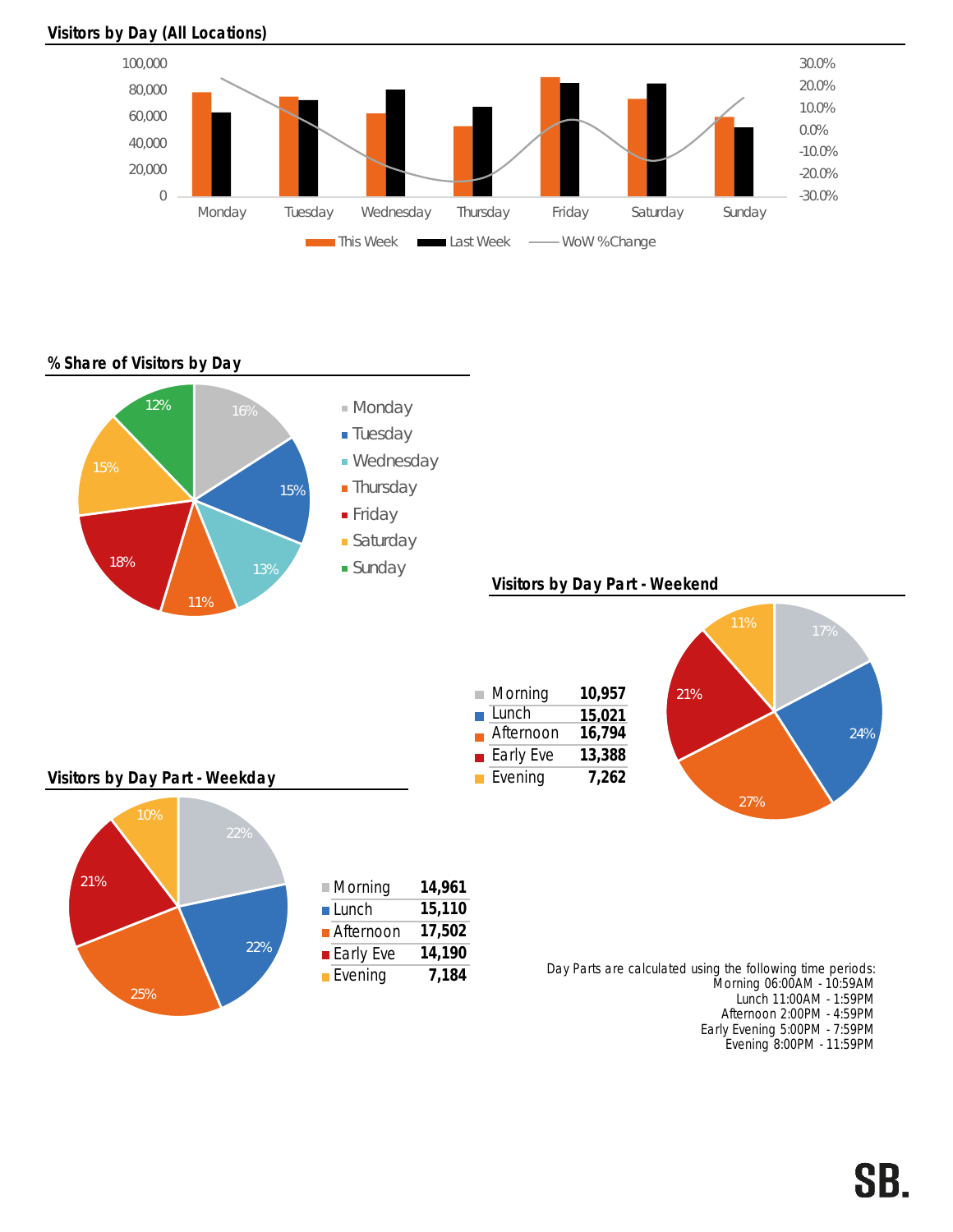## Visitors by Day (All Locations)

This Week | Last Week | WoW %Change

Monday, Tuesday, Wednesday, Thursday, Friday, Saturday, Sunday

## % Share of Visitors by Day

| Day | Share |
|---|---|
| Monday | 16% |
| Tuesday | 15% |
| Wednesday | 13% |
| Thursday | 11% |
| Friday | 18% |
| Saturday | 15% |
| Sunday | 12% |

## Visitors by Day Part - Weekend

| Day Part | Visitors | Share |
|---|---|---|
| Morning | 10,957 | 17% |
| Lunch | 15,021 | 24% |
| Afternoon | 16,794 | 27% |
| Early Eve | 13,388 | 21% |
| Evening | 7,262 | 11% |

## Visitors by Day Part - Weekday

| Day Part | Visitors | Share |
|---|---|---|
| Morning | 14,961 | 22% |
| Lunch | 15,110 | 22% |
| Afternoon | 17,502 | 25% |
| Early Eve | 14,190 | 21% |
| Evening | 7,184 | 10% |

Day Parts are calculated using the following time periods:
Morning 06:00AM - 10:59AM
Lunch 11:00AM - 1:59PM
Afternoon 2:00PM - 4:59PM
Early Evening 5:00PM - 7:59PM
Evening 8:00PM - 11:59PM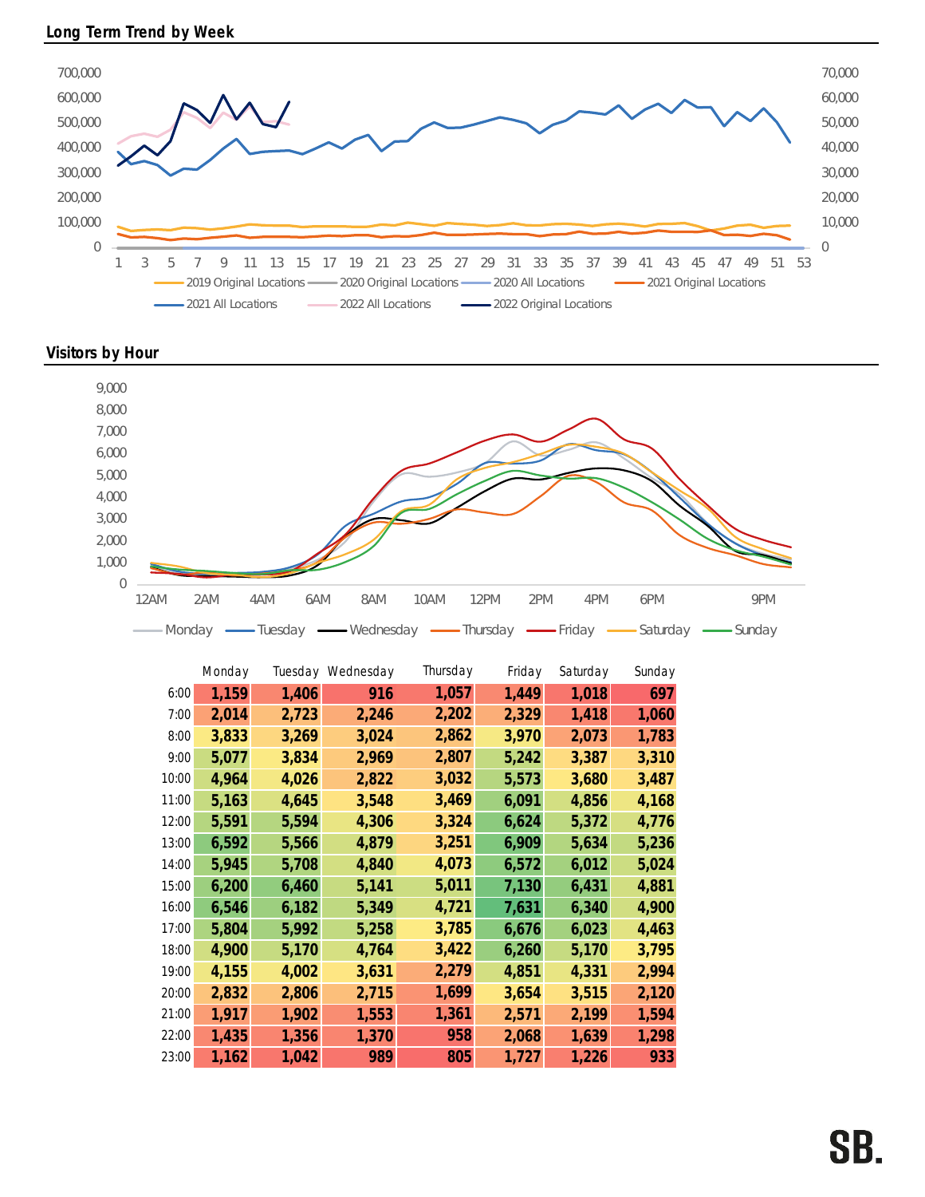## Long Term Trend by Week

## Visitors by Hour

| | Monday | Tuesday | Wednesday | Thursday | Friday | Saturday | Sunday |
|---|---|---|---|---|---|---|---|
| 6:00 | 1,159 | 1,406 | 916 | 1,057 | 1,449 | 1,018 | 697 |
| 7:00 | 2,014 | 2,723 | 2,246 | 2,202 | 2,329 | 1,418 | 1,060 |
| 8:00 | 3,833 | 3,269 | 3,024 | 2,862 | 3,970 | 2,073 | 1,783 |
| 9:00 | 5,077 | 3,834 | 2,969 | 2,807 | 5,242 | 3,387 | 3,310 |
| 10:00 | 4,964 | 4,026 | 2,822 | 3,032 | 5,573 | 3,680 | 3,487 |
| 11:00 | 5,163 | 4,645 | 3,548 | 3,469 | 6,091 | 4,856 | 4,168 |
| 12:00 | 5,591 | 5,594 | 4,306 | 3,324 | 6,624 | 5,372 | 4,776 |
| 13:00 | 6,592 | 5,566 | 4,879 | 3,251 | 6,909 | 5,634 | 5,236 |
| 14:00 | 5,945 | 5,708 | 4,840 | 4,073 | 6,572 | 6,012 | 5,024 |
| 15:00 | 6,200 | 6,460 | 5,141 | 5,011 | 7,130 | 6,431 | 4,881 |
| 16:00 | 6,546 | 6,182 | 5,349 | 4,721 | 7,631 | 6,340 | 4,900 |
| 17:00 | 5,804 | 5,992 | 5,258 | 3,785 | 6,676 | 6,023 | 4,463 |
| 18:00 | 4,900 | 5,170 | 4,764 | 3,422 | 6,260 | 5,170 | 3,795 |
| 19:00 | 4,155 | 4,002 | 3,631 | 2,279 | 4,851 | 4,331 | 2,994 |
| 20:00 | 2,832 | 2,806 | 2,715 | 1,699 | 3,654 | 3,515 | 2,120 |
| 21:00 | 1,917 | 1,902 | 1,553 | 1,361 | 2,571 | 2,199 | 1,594 |
| 22:00 | 1,435 | 1,356 | 1,370 | 958 | 2,068 | 1,639 | 1,298 |
| 23:00 | 1,162 | 1,042 | 989 | 805 | 1,727 | 1,226 | 933 |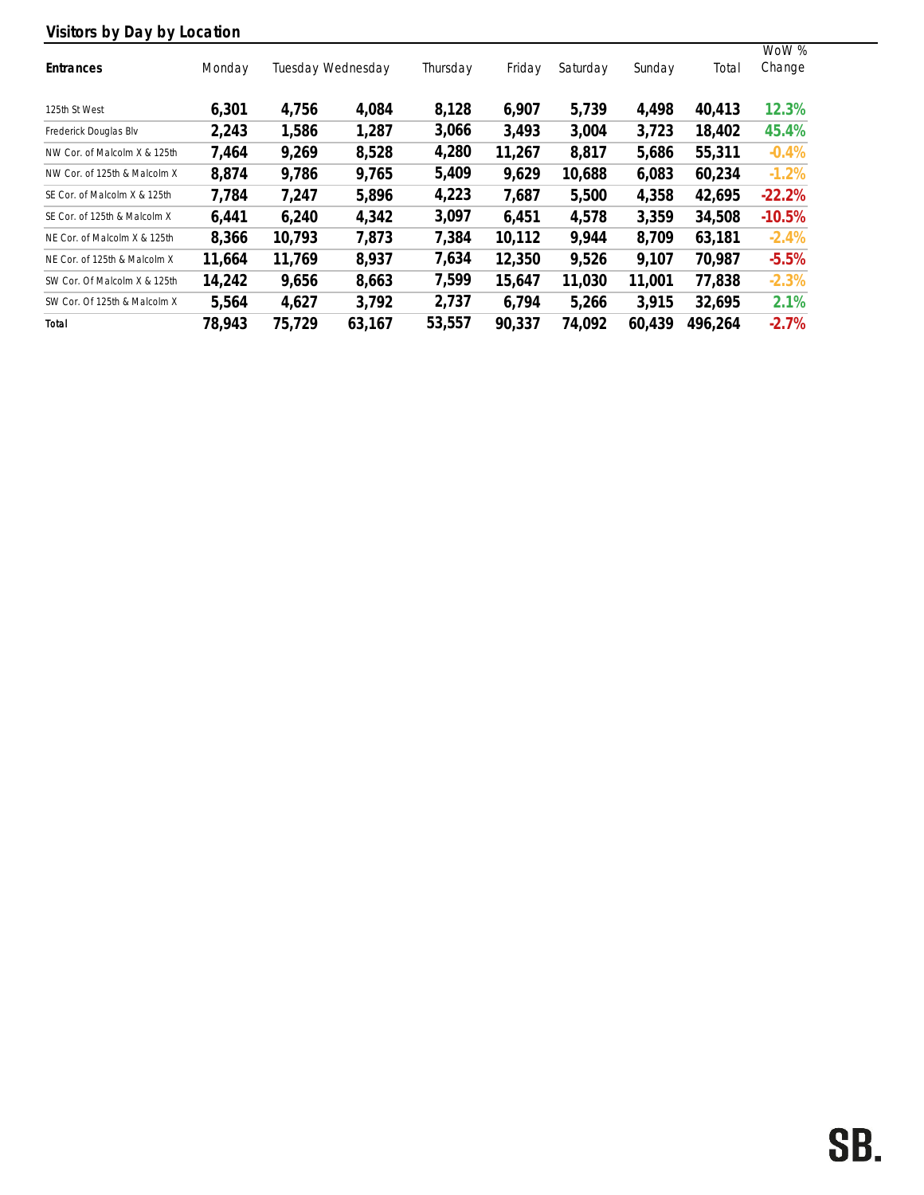## Visitors by Day by Location

| Entrances | Monday | Tuesday | Wednesday | Thursday | Friday | Saturday | Sunday | Total | WoW % Change |
|---|---|---|---|---|---|---|---|---|---|
| 125th St West | 6,301 | 4,756 | 4,084 | 8,128 | 6,907 | 5,739 | 4,498 | 40,413 | 12.3% |
| Frederick Douglas Blv | 2,243 | 1,586 | 1,287 | 3,066 | 3,493 | 3,004 | 3,723 | 18,402 | 45.4% |
| NW Cor. of Malcolm X & 125th | 7,464 | 9,269 | 8,528 | 4,280 | 11,267 | 8,817 | 5,686 | 55,311 | -0.4% |
| NW Cor. of 125th & Malcolm X | 8,874 | 9,786 | 9,765 | 5,409 | 9,629 | 10,688 | 6,083 | 60,234 | -1.2% |
| SE Cor. of Malcolm X & 125th | 7,784 | 7,247 | 5,896 | 4,223 | 7,687 | 5,500 | 4,358 | 42,695 | -22.2% |
| SE Cor. of 125th & Malcolm X | 6,441 | 6,240 | 4,342 | 3,097 | 6,451 | 4,578 | 3,359 | 34,508 | -10.5% |
| NE Cor. of Malcolm X & 125th | 8,366 | 10,793 | 7,873 | 7,384 | 10,112 | 9,944 | 8,709 | 63,181 | -2.4% |
| NE Cor. of 125th & Malcolm X | 11,664 | 11,769 | 8,937 | 7,634 | 12,350 | 9,526 | 9,107 | 70,987 | -5.5% |
| SW Cor. Of Malcolm X & 125th | 14,242 | 9,656 | 8,663 | 7,599 | 15,647 | 11,030 | 11,001 | 77,838 | -2.3% |
| SW Cor. Of 125th & Malcolm X | 5,564 | 4,627 | 3,792 | 2,737 | 6,794 | 5,266 | 3,915 | 32,695 | 2.1% |
| Total | 78,943 | 75,729 | 63,167 | 53,557 | 90,337 | 74,092 | 60,439 | 496,264 | -2.7% |

SB.